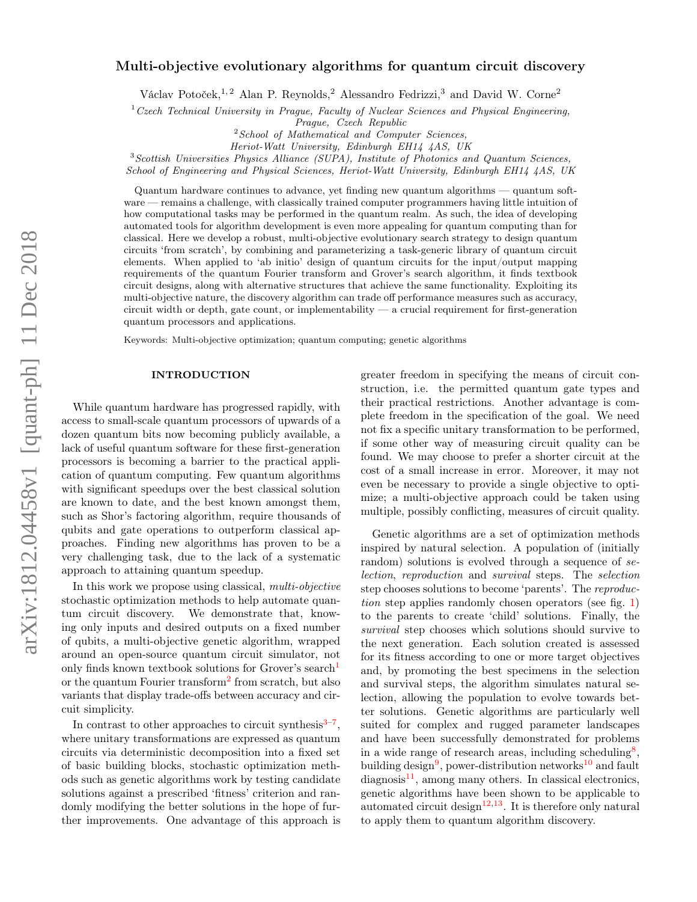# Multi-objective evolutionary algorithms for quantum circuit discovery

Václav Potoček,[1,2] Alan P. Reynolds,[2] Alessandro Fedrizzi,[3] and David W. Corne[2]

[1] *Czech Technical University in Prague, Faculty of Nuclear Sciences and Physical Engineering, Prague, Czech Republic*
[2] *School of Mathematical and Computer Sciences, Heriot-Watt University, Edinburgh EH14 4AS, UK*
[3] *Scottish Universities Physics Alliance (SUPA), Institute of Photonics and Quantum Sciences, School of Engineering and Physical Sciences, Heriot-Watt University, Edinburgh EH14 4AS, UK*

Quantum hardware continues to advance, yet finding new quantum algorithms — quantum software — remains a challenge, with classically trained computer programmers having little intuition of how computational tasks may be performed in the quantum realm. As such, the idea of developing automated tools for algorithm development is even more appealing for quantum computing than for classical. Here we develop a robust, multi-objective evolutionary search strategy to design quantum circuits 'from scratch', by combining and parameterizing a task-generic library of quantum circuit elements. When applied to 'ab initio' design of quantum circuits for the input/output mapping requirements of the quantum Fourier transform and Grover's search algorithm, it finds textbook circuit designs, along with alternative structures that achieve the same functionality. Exploiting its multi-objective nature, the discovery algorithm can trade off performance measures such as accuracy, circuit width or depth, gate count, or implementability — a crucial requirement for first-generation quantum processors and applications.

Keywords: Multi-objective optimization; quantum computing; genetic algorithms

## INTRODUCTION

While quantum hardware has progressed rapidly, with access to small-scale quantum processors of upwards of a dozen quantum bits now becoming publicly available, a lack of useful quantum software for these first-generation processors is becoming a barrier to the practical application of quantum computing. Few quantum algorithms with significant speedups over the best classical solution are known to date, and the best known amongst them, such as Shor's factoring algorithm, require thousands of qubits and gate operations to outperform classical approaches. Finding new algorithms has proven to be a very challenging task, due to the lack of a systematic approach to attaining quantum speedup.

In this work we propose using classical, *multi-objective* stochastic optimization methods to help automate quantum circuit discovery. We demonstrate that, knowing only inputs and desired outputs on a fixed number of qubits, a multi-objective genetic algorithm, wrapped around an open-source quantum circuit simulator, not only finds known textbook solutions for Grover's search[1] or the quantum Fourier transform[2] from scratch, but also variants that display trade-offs between accuracy and circuit simplicity.

In contrast to other approaches to circuit synthesis[3–7], where unitary transformations are expressed as quantum circuits via deterministic decomposition into a fixed set of basic building blocks, stochastic optimization methods such as genetic algorithms work by testing candidate solutions against a prescribed 'fitness' criterion and randomly modifying the better solutions in the hope of further improvements. One advantage of this approach is greater freedom in specifying the means of circuit construction, i.e. the permitted quantum gate types and their practical restrictions. Another advantage is complete freedom in the specification of the goal. We need not fix a specific unitary transformation to be performed, if some other way of measuring circuit quality can be found. We may choose to prefer a shorter circuit at the cost of a small increase in error. Moreover, it may not even be necessary to provide a single objective to optimize; a multi-objective approach could be taken using multiple, possibly conflicting, measures of circuit quality.

Genetic algorithms are a set of optimization methods inspired by natural selection. A population of (initially random) solutions is evolved through a sequence of *selection*, *reproduction* and *survival* steps. The *selection* step chooses solutions to become 'parents'. The *reproduction* step applies randomly chosen operators (see fig. 1) to the parents to create 'child' solutions. Finally, the *survival* step chooses which solutions should survive to the next generation. Each solution created is assessed for its fitness according to one or more target objectives and, by promoting the best specimens in the selection and survival steps, the algorithm simulates natural selection, allowing the population to evolve towards better solutions. Genetic algorithms are particularly well suited for complex and rugged parameter landscapes and have been successfully demonstrated for problems in a wide range of research areas, including scheduling[8], building design[9], power-distribution networks[10] and fault diagnosis[11], among many others. In classical electronics, genetic algorithms have been shown to be applicable to automated circuit design[12,13]. It is therefore only natural to apply them to quantum algorithm discovery.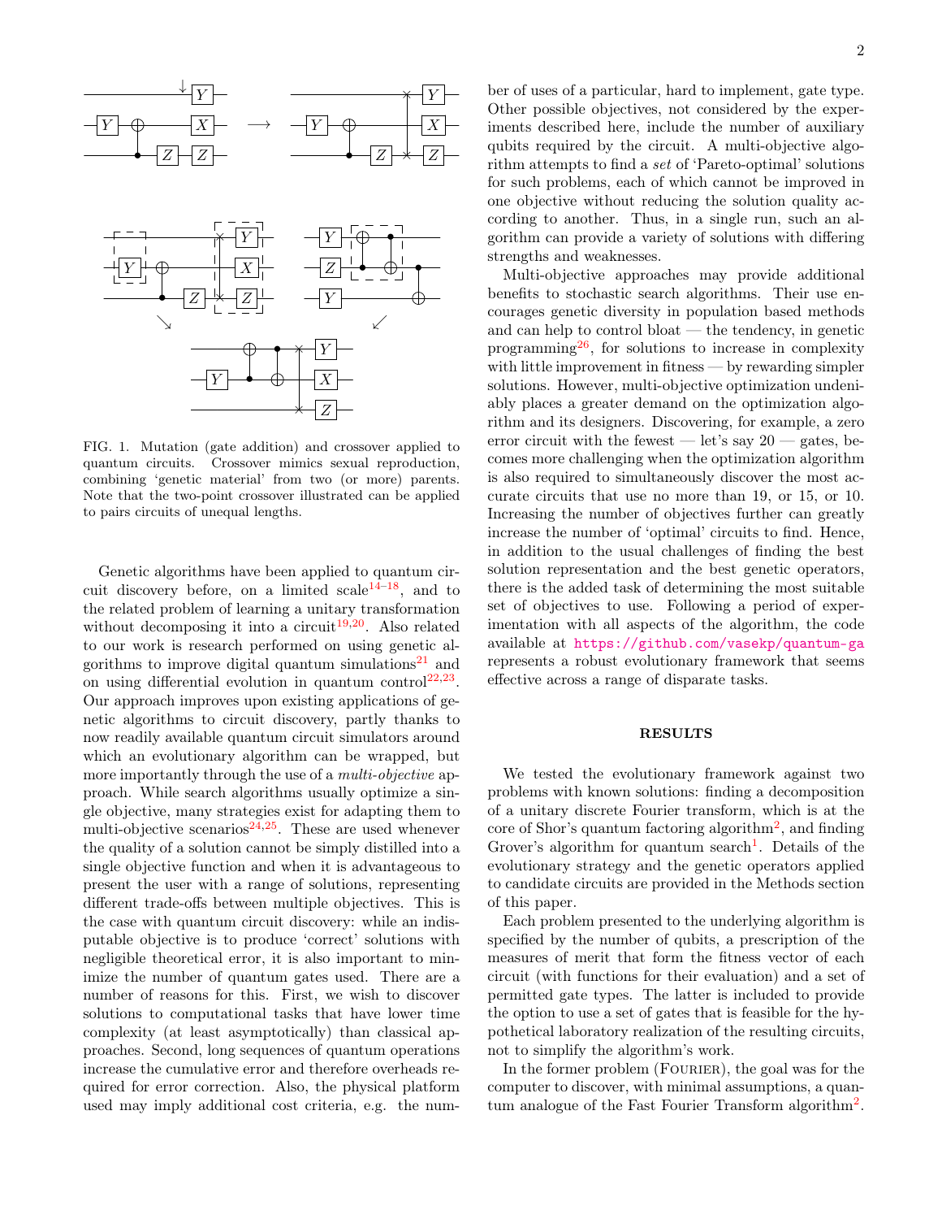FIG. 1. Mutation (gate addition) and crossover applied to quantum circuits. Crossover mimics sexual reproduction, combining 'genetic material' from two (or more) parents. Note that the two-point crossover illustrated can be applied to pairs circuits of unequal lengths.

Genetic algorithms have been applied to quantum circuit discovery before, on a limited scale[14–18], and to the related problem of learning a unitary transformation without decomposing it into a circuit[19,20]. Also related to our work is research performed on using genetic algorithms to improve digital quantum simulations[21] and on using differential evolution in quantum control[22,23]. Our approach improves upon existing applications of genetic algorithms to circuit discovery, partly thanks to now readily available quantum circuit simulators around which an evolutionary algorithm can be wrapped, but more importantly through the use of a *multi-objective* approach. While search algorithms usually optimize a single objective, many strategies exist for adapting them to multi-objective scenarios[24,25]. These are used whenever the quality of a solution cannot be simply distilled into a single objective function and when it is advantageous to present the user with a range of solutions, representing different trade-offs between multiple objectives. This is the case with quantum circuit discovery: while an indisputable objective is to produce 'correct' solutions with negligible theoretical error, it is also important to minimize the number of quantum gates used. There are a number of reasons for this. First, we wish to discover solutions to computational tasks that have lower time complexity (at least asymptotically) than classical approaches. Second, long sequences of quantum operations increase the cumulative error and therefore overheads required for error correction. Also, the physical platform used may imply additional cost criteria, e.g. the number of uses of a particular, hard to implement, gate type. Other possible objectives, not considered by the experiments described here, include the number of auxiliary qubits required by the circuit. A multi-objective algorithm attempts to find a *set* of 'Pareto-optimal' solutions for such problems, each of which cannot be improved in one objective without reducing the solution quality according to another. Thus, in a single run, such an algorithm can provide a variety of solutions with differing strengths and weaknesses.

Multi-objective approaches may provide additional benefits to stochastic search algorithms. Their use encourages genetic diversity in population based methods and can help to control bloat — the tendency, in genetic programming[26], for solutions to increase in complexity with little improvement in fitness — by rewarding simpler solutions. However, multi-objective optimization undeniably places a greater demand on the optimization algorithm and its designers. Discovering, for example, a zero error circuit with the fewest — let's say 20 — gates, becomes more challenging when the optimization algorithm is also required to simultaneously discover the most accurate circuits that use no more than 19, or 15, or 10. Increasing the number of objectives further can greatly increase the number of 'optimal' circuits to find. Hence, in addition to the usual challenges of finding the best solution representation and the best genetic operators, there is the added task of determining the most suitable set of objectives to use. Following a period of experimentation with all aspects of the algorithm, the code available at https://github.com/vasekp/quantum-ga represents a robust evolutionary framework that seems effective across a range of disparate tasks.

## RESULTS

We tested the evolutionary framework against two problems with known solutions: finding a decomposition of a unitary discrete Fourier transform, which is at the core of Shor's quantum factoring algorithm[2], and finding Grover's algorithm for quantum search[1]. Details of the evolutionary strategy and the genetic operators applied to candidate circuits are provided in the Methods section of this paper.

Each problem presented to the underlying algorithm is specified by the number of qubits, a prescription of the measures of merit that form the fitness vector of each circuit (with functions for their evaluation) and a set of permitted gate types. The latter is included to provide the option to use a set of gates that is feasible for the hypothetical laboratory realization of the resulting circuits, not to simplify the algorithm's work.

In the former problem (FOURIER), the goal was for the computer to discover, with minimal assumptions, a quantum analogue of the Fast Fourier Transform algorithm[2].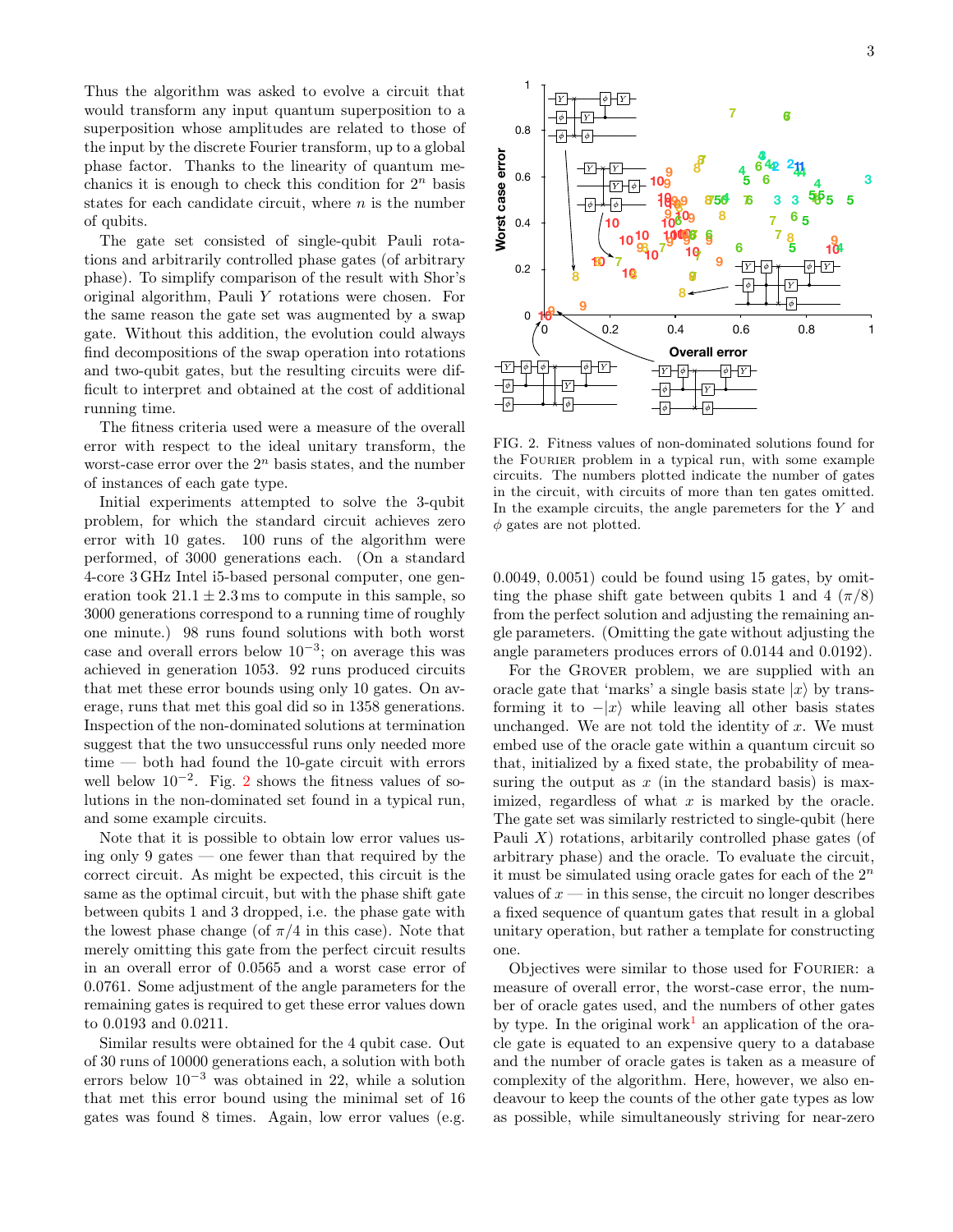Thus the algorithm was asked to evolve a circuit that would transform any input quantum superposition to a superposition whose amplitudes are related to those of the input by the discrete Fourier transform, up to a global phase factor. Thanks to the linearity of quantum mechanics it is enough to check this condition for $2^n$ basis states for each candidate circuit, where $n$ is the number of qubits.

The gate set consisted of single-qubit Pauli rotations and arbitrarily controlled phase gates (of arbitrary phase). To simplify comparison of the result with Shor's original algorithm, Pauli $Y$ rotations were chosen. For the same reason the gate set was augmented by a swap gate. Without this addition, the evolution could always find decompositions of the swap operation into rotations and two-qubit gates, but the resulting circuits were difficult to interpret and obtained at the cost of additional running time.

The fitness criteria used were a measure of the overall error with respect to the ideal unitary transform, the worst-case error over the $2^n$ basis states, and the number of instances of each gate type.

Initial experiments attempted to solve the 3-qubit problem, for which the standard circuit achieves zero error with 10 gates. 100 runs of the algorithm were performed, of 3000 generations each. (On a standard 4-core 3 GHz Intel i5-based personal computer, one generation took $21.1 \pm 2.3$ ms to compute in this sample, so 3000 generations correspond to a running time of roughly one minute.) 98 runs found solutions with both worst case and overall errors below $10^{-3}$; on average this was achieved in generation 1053. 92 runs produced circuits that met these error bounds using only 10 gates. On average, runs that met this goal did so in 1358 generations. Inspection of the non-dominated solutions at termination suggest that the two unsuccessful runs only needed more time — both had found the 10-gate circuit with errors well below $10^{-2}$. Fig. 2 shows the fitness values of solutions in the non-dominated set found in a typical run, and some example circuits.

Note that it is possible to obtain low error values using only 9 gates — one fewer than that required by the correct circuit. As might be expected, this circuit is the same as the optimal circuit, but with the phase shift gate between qubits 1 and 3 dropped, i.e. the phase gate with the lowest phase change (of $\pi/4$ in this case). Note that merely omitting this gate from the perfect circuit results in an overall error of 0.0565 and a worst case error of 0.0761. Some adjustment of the angle parameters for the remaining gates is required to get these error values down to 0.0193 and 0.0211.

Similar results were obtained for the 4 qubit case. Out of 30 runs of 10000 generations each, a solution with both errors below $10^{-3}$ was obtained in 22, while a solution that met this error bound using the minimal set of 16 gates was found 8 times. Again, low error values (e.g. 0.0049, 0.0051) could be found using 15 gates, by omitting the phase shift gate between qubits 1 and 4 ($\pi/8$) from the perfect solution and adjusting the remaining angle parameters. (Omitting the gate without adjusting the angle parameters produces errors of 0.0144 and 0.0192).

FIG. 2. Fitness values of non-dominated solutions found for the FOURIER problem in a typical run, with some example circuits. The numbers plotted indicate the number of gates in the circuit, with circuits of more than ten gates omitted. In the example circuits, the angle paremeters for the $Y$ and $\phi$ gates are not plotted.

For the GROVER problem, we are supplied with an oracle gate that 'marks' a single basis state $|x\rangle$ by transforming it to $-|x\rangle$ while leaving all other basis states unchanged. We are not told the identity of $x$. We must embed use of the oracle gate within a quantum circuit so that, initialized by a fixed state, the probability of measuring the output as $x$ (in the standard basis) is maximized, regardless of what $x$ is marked by the oracle. The gate set was similarly restricted to single-qubit (here Pauli $X$) rotations, arbitrarily controlled phase gates (of arbitrary phase) and the oracle. To evaluate the circuit, it must be simulated using oracle gates for each of the $2^n$ values of $x$ — in this sense, the circuit no longer describes a fixed sequence of quantum gates that result in a global unitary operation, but rather a template for constructing one.

Objectives were similar to those used for FOURIER: a measure of overall error, the worst-case error, the number of oracle gates used, and the numbers of other gates by type. In the original work[1] an application of the oracle gate is equated to an expensive query to a database and the number of oracle gates is taken as a measure of complexity of the algorithm. Here, however, we also endeavour to keep the counts of the other gate types as low as possible, while simultaneously striving for near-zero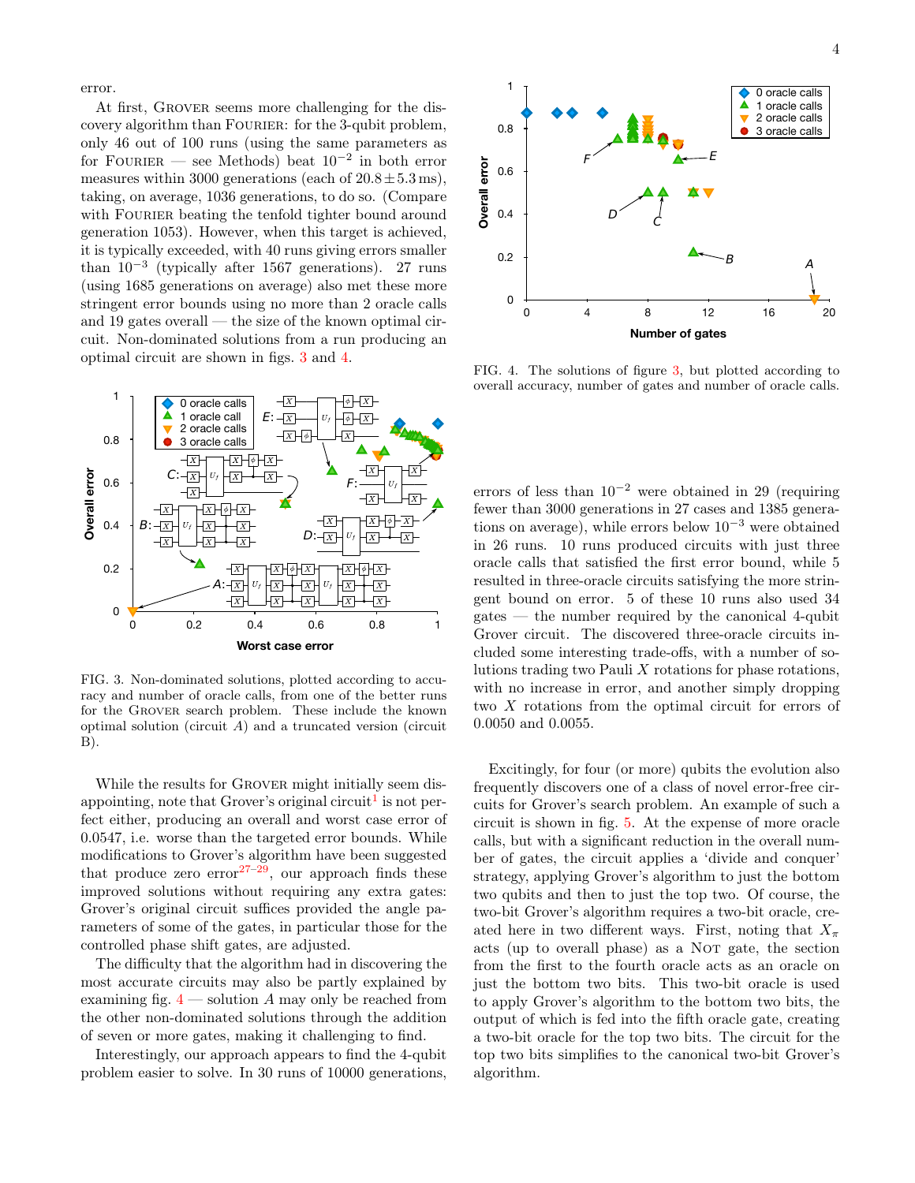error.

At first, GROVER seems more challenging for the discovery algorithm than FOURIER: for the 3-qubit problem, only 46 out of 100 runs (using the same parameters as for FOURIER — see Methods) beat $10^{-2}$ in both error measures within 3000 generations (each of $20.8 \pm 5.3$ ms), taking, on average, 1036 generations, to do so. (Compare with FOURIER beating the tenfold tighter bound around generation 1053). However, when this target is achieved, it is typically exceeded, with 40 runs giving errors smaller than $10^{-3}$ (typically after 1567 generations). 27 runs (using 1685 generations on average) also met these more stringent error bounds using no more than 2 oracle calls and 19 gates overall — the size of the known optimal circuit. Non-dominated solutions from a run producing an optimal circuit are shown in figs. 3 and 4.

FIG. 3. Non-dominated solutions, plotted according to accuracy and number of oracle calls, from one of the better runs for the GROVER search problem. These include the known optimal solution (circuit $A$) and a truncated version (circuit B).

While the results for GROVER might initially seem disappointing, note that Grover's original circuit[1] is not perfect either, producing an overall and worst case error of 0.0547, i.e. worse than the targeted error bounds. While modifications to Grover's algorithm have been suggested that produce zero error[27–29], our approach finds these improved solutions without requiring any extra gates: Grover's original circuit suffices provided the angle parameters of some of the gates, in particular those for the controlled phase shift gates, are adjusted.

The difficulty that the algorithm had in discovering the most accurate circuits may also be partly explained by examining fig. 4 — solution $A$ may only be reached from the other non-dominated solutions through the addition of seven or more gates, making it challenging to find.

Interestingly, our approach appears to find the 4-qubit problem easier to solve. In 30 runs of 10000 generations, errors of less than $10^{-2}$ were obtained in 29 (requiring fewer than 3000 generations in 27 cases and 1385 generations on average), while errors below $10^{-3}$ were obtained in 26 runs. 10 runs produced circuits with just three oracle calls that satisfied the first error bound, while 5 resulted in three-oracle circuits satisfying the more stringent bound on error. 5 of these 10 runs also used 34 gates — the number required by the canonical 4-qubit Grover circuit. The discovered three-oracle circuits included some interesting trade-offs, with a number of solutions trading two Pauli $X$ rotations for phase rotations, with no increase in error, and another simply dropping two $X$ rotations from the optimal circuit for errors of 0.0050 and 0.0055.

FIG. 4. The solutions of figure 3, but plotted according to overall accuracy, number of gates and number of oracle calls.

Excitingly, for four (or more) qubits the evolution also frequently discovers one of a class of novel error-free circuits for Grover's search problem. An example of such a circuit is shown in fig. 5. At the expense of more oracle calls, but with a significant reduction in the overall number of gates, the circuit applies a 'divide and conquer' strategy, applying Grover's algorithm to just the bottom two qubits and then to just the top two. Of course, the two-bit Grover's algorithm requires a two-bit oracle, created here in two different ways. First, noting that $X_\pi$ acts (up to overall phase) as a NOT gate, the section from the first to the fourth oracle acts as an oracle on just the bottom two bits. This two-bit oracle is used to apply Grover's algorithm to the bottom two bits, the output of which is fed into the fifth oracle gate, creating a two-bit oracle for the top two bits. The circuit for the top two bits simplifies to the canonical two-bit Grover's algorithm.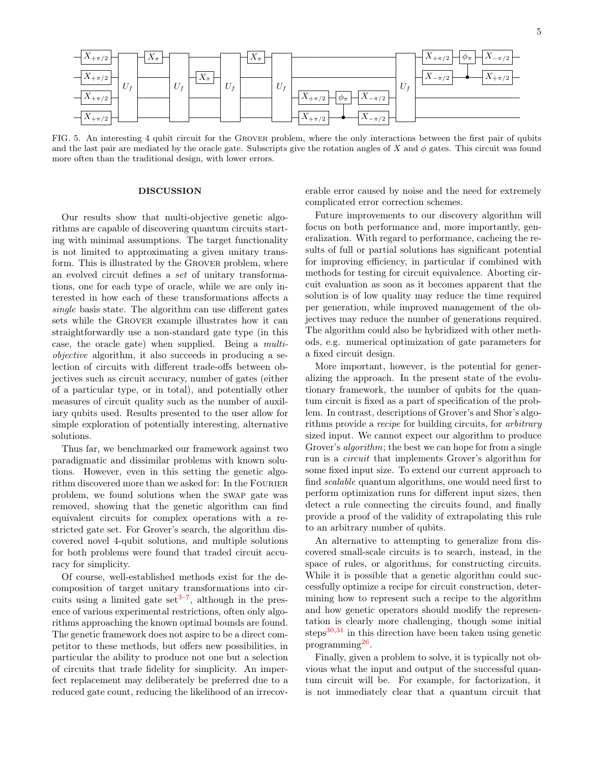FIG. 5. An interesting 4 qubit circuit for the GROVER problem, where the only interactions between the first pair of qubits and the last pair are mediated by the oracle gate. Subscripts give the rotation angles of $X$ and $\phi$ gates. This circuit was found more often than the traditional design, with lower errors.

## DISCUSSION

Our results show that multi-objective genetic algorithms are capable of discovering quantum circuits starting with minimal assumptions. The target functionality is not limited to approximating a given unitary transform. This is illustrated by the GROVER problem, where an evolved circuit defines a *set* of unitary transformations, one for each type of oracle, while we are only interested in how each of these transformations affects a *single* basis state. The algorithm can use different gates sets while the GROVER example illustrates how it can straightforwardly use a non-standard gate type (in this case, the oracle gate) when supplied. Being a *multi-objective* algorithm, it also succeeds in producing a selection of circuits with different trade-offs between objectives such as circuit accuracy, number of gates (either of a particular type, or in total), and potentially other measures of circuit quality such as the number of auxiliary qubits used. Results presented to the user allow for simple exploration of potentially interesting, alternative solutions.

Thus far, we benchmarked our framework against two paradigmatic and dissimilar problems with known solutions. However, even in this setting the genetic algorithm discovered more than we asked for: In the FOURIER problem, we found solutions when the SWAP gate was removed, showing that the genetic algorithm can find equivalent circuits for complex operations with a restricted gate set. For Grover's search, the algorithm discovered novel 4-qubit solutions, and multiple solutions for both problems were found that traded circuit accuracy for simplicity.

Of course, well-established methods exist for the decomposition of target unitary transformations into circuits using a limited gate set[3–7], although in the presence of various experimental restrictions, often only algorithms approaching the known optimal bounds are found. The genetic framework does not aspire to be a direct competitor to these methods, but offers new possibilities, in particular the ability to produce not one but a selection of circuits that trade fidelity for simplicity. An imperfect replacement may deliberately be preferred due to a reduced gate count, reducing the likelihood of an irrecoverable error caused by noise and the need for extremely complicated error correction schemes.

Future improvements to our discovery algorithm will focus on both performance and, more importantly, generalization. With regard to performance, cacheing the results of full or partial solutions has significant potential for improving efficiency, in particular if combined with methods for testing for circuit equivalence. Aborting circuit evaluation as soon as it becomes apparent that the solution is of low quality may reduce the time required per generation, while improved management of the objectives may reduce the number of generations required. The algorithm could also be hybridized with other methods, e.g. numerical optimization of gate parameters for a fixed circuit design.

More important, however, is the potential for generalizing the approach. In the present state of the evolutionary framework, the number of qubits for the quantum circuit is fixed as a part of specification of the problem. In contrast, descriptions of Grover's and Shor's algorithms provide a *recipe* for building circuits, for *arbitrary* sized input. We cannot expect our algorithm to produce Grover's *algorithm*; the best we can hope for from a single run is a *circuit* that implements Grover's algorithm for some fixed input size. To extend our current approach to find *scalable* quantum algorithms, one would need first to perform optimization runs for different input sizes, then detect a rule connecting the circuits found, and finally provide a proof of the validity of extrapolating this rule to an arbitrary number of qubits.

An alternative to attempting to generalize from discovered small-scale circuits is to search, instead, in the space of rules, or algorithms, for constructing circuits. While it is possible that a genetic algorithm could successfully optimize a recipe for circuit construction, determining how to represent such a recipe to the algorithm and how genetic operators should modify the representation is clearly more challenging, though some initial steps[30,31] in this direction have been taken using genetic programming[26].

Finally, given a problem to solve, it is typically not obvious what the input and output of the successful quantum circuit will be. For example, for factorization, it is not immediately clear that a quantum circuit that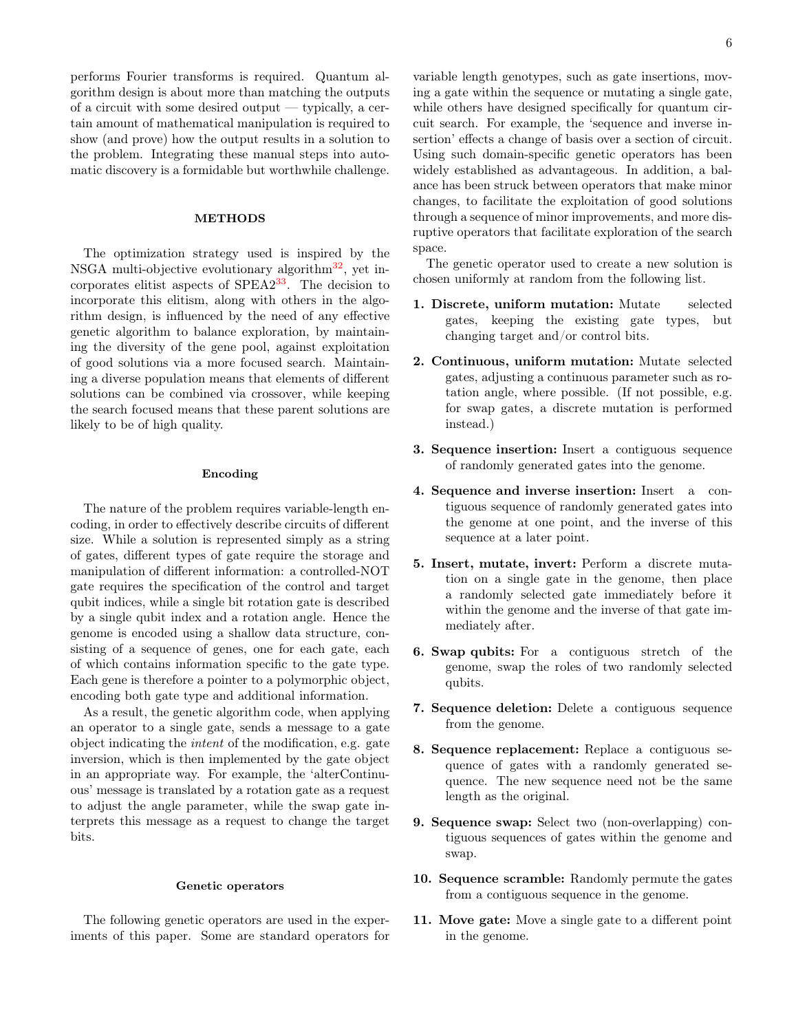performs Fourier transforms is required. Quantum algorithm design is about more than matching the outputs of a circuit with some desired output — typically, a certain amount of mathematical manipulation is required to show (and prove) how the output results in a solution to the problem. Integrating these manual steps into automatic discovery is a formidable but worthwhile challenge.

## METHODS

The optimization strategy used is inspired by the NSGA multi-objective evolutionary algorithm[32], yet incorporates elitist aspects of SPEA2[33]. The decision to incorporate this elitism, along with others in the algorithm design, is influenced by the need of any effective genetic algorithm to balance exploration, by maintaining the diversity of the gene pool, against exploitation of good solutions via a more focused search. Maintaining a diverse population means that elements of different solutions can be combined via crossover, while keeping the search focused means that these parent solutions are likely to be of high quality.

### Encoding

The nature of the problem requires variable-length encoding, in order to effectively describe circuits of different size. While a solution is represented simply as a string of gates, different types of gate require the storage and manipulation of different information: a controlled-NOT gate requires the specification of the control and target qubit indices, while a single bit rotation gate is described by a single qubit index and a rotation angle. Hence the genome is encoded using a shallow data structure, consisting of a sequence of genes, one for each gate, each of which contains information specific to the gate type. Each gene is therefore a pointer to a polymorphic object, encoding both gate type and additional information.

As a result, the genetic algorithm code, when applying an operator to a single gate, sends a message to a gate object indicating the *intent* of the modification, e.g. gate inversion, which is then implemented by the gate object in an appropriate way. For example, the 'alterContinuous' message is translated by a rotation gate as a request to adjust the angle parameter, while the swap gate interprets this message as a request to change the target bits.

### Genetic operators

The following genetic operators are used in the experiments of this paper. Some are standard operators for variable length genotypes, such as gate insertions, moving a gate within the sequence or mutating a single gate, while others have designed specifically for quantum circuit search. For example, the 'sequence and inverse insertion' effects a change of basis over a section of circuit. Using such domain-specific genetic operators has been widely established as advantageous. In addition, a balance has been struck between operators that make minor changes, to facilitate the exploitation of good solutions through a sequence of minor improvements, and more disruptive operators that facilitate exploration of the search space.

The genetic operator used to create a new solution is chosen uniformly at random from the following list.

1. **Discrete, uniform mutation:** Mutate selected gates, keeping the existing gate types, but changing target and/or control bits.
2. **Continuous, uniform mutation:** Mutate selected gates, adjusting a continuous parameter such as rotation angle, where possible. (If not possible, e.g. for swap gates, a discrete mutation is performed instead.)
3. **Sequence insertion:** Insert a contiguous sequence of randomly generated gates into the genome.
4. **Sequence and inverse insertion:** Insert a contiguous sequence of randomly generated gates into the genome at one point, and the inverse of this sequence at a later point.
5. **Insert, mutate, invert:** Perform a discrete mutation on a single gate in the genome, then place a randomly selected gate immediately before it within the genome and the inverse of that gate immediately after.
6. **Swap qubits:** For a contiguous stretch of the genome, swap the roles of two randomly selected qubits.
7. **Sequence deletion:** Delete a contiguous sequence from the genome.
8. **Sequence replacement:** Replace a contiguous sequence of gates with a randomly generated sequence. The new sequence need not be the same length as the original.
9. **Sequence swap:** Select two (non-overlapping) contiguous sequences of gates within the genome and swap.
10. **Sequence scramble:** Randomly permute the gates from a contiguous sequence in the genome.
11. **Move gate:** Move a single gate to a different point in the genome.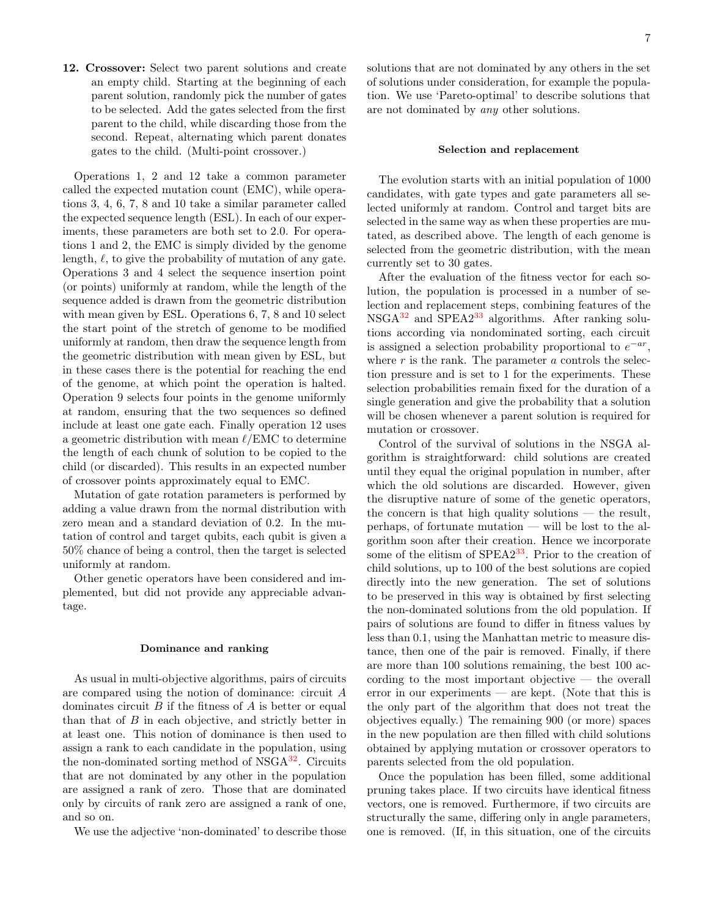**12. Crossover:** Select two parent solutions and create an empty child. Starting at the beginning of each parent solution, randomly pick the number of gates to be selected. Add the gates selected from the first parent to the child, while discarding those from the second. Repeat, alternating which parent donates gates to the child. (Multi-point crossover.)

Operations 1, 2 and 12 take a common parameter called the expected mutation count (EMC), while operations 3, 4, 6, 7, 8 and 10 take a similar parameter called the expected sequence length (ESL). In each of our experiments, these parameters are both set to 2.0. For operations 1 and 2, the EMC is simply divided by the genome length, $\ell$, to give the probability of mutation of any gate. Operations 3 and 4 select the sequence insertion point (or points) uniformly at random, while the length of the sequence added is drawn from the geometric distribution with mean given by ESL. Operations 6, 7, 8 and 10 select the start point of the stretch of genome to be modified uniformly at random, then draw the sequence length from the geometric distribution with mean given by ESL, but in these cases there is the potential for reaching the end of the genome, at which point the operation is halted. Operation 9 selects four points in the genome uniformly at random, ensuring that the two sequences so defined include at least one gate each. Finally operation 12 uses a geometric distribution with mean $\ell$/EMC to determine the length of each chunk of solution to be copied to the child (or discarded). This results in an expected number of crossover points approximately equal to EMC.

Mutation of gate rotation parameters is performed by adding a value drawn from the normal distribution with zero mean and a standard deviation of 0.2. In the mutation of control and target qubits, each qubit is given a 50% chance of being a control, then the target is selected uniformly at random.

Other genetic operators have been considered and implemented, but did not provide any appreciable advantage.

### Dominance and ranking

As usual in multi-objective algorithms, pairs of circuits are compared using the notion of dominance: circuit $B$ dominates circuit $B$ if the fitness of $A$ is better or equal than that of $B$ in each objective, and strictly better in at least one. This notion of dominance is then used to assign a rank to each candidate in the population, using the non-dominated sorting method of NSGA[32]. Circuits that are not dominated by any other in the population are assigned a rank of zero. Those that are dominated only by circuits of rank zero are assigned a rank of one, and so on.

We use the adjective 'non-dominated' to describe those solutions that are not dominated by any others in the set of solutions under consideration, for example the population. We use 'Pareto-optimal' to describe solutions that are not dominated by *any* other solutions.

### Selection and replacement

The evolution starts with an initial population of 1000 candidates, with gate types and gate parameters all selected uniformly at random. Control and target bits are selected in the same way as when these properties are mutated, as described above. The length of each genome is selected from the geometric distribution, with the mean currently set to 30 gates.

After the evaluation of the fitness vector for each solution, the population is processed in a number of selection and replacement steps, combining features of the NSGA[32] and SPEA2[33] algorithms. After ranking solutions according via nondominated sorting, each circuit is assigned a selection probability proportional to $e^{-ar}$, where $r$ is the rank. The parameter $a$ controls the selection pressure and is set to 1 for the experiments. These selection probabilities remain fixed for the duration of a single generation and give the probability that a solution will be chosen whenever a parent solution is required for mutation or crossover.

Control of the survival of solutions in the NSGA algorithm is straightforward: child solutions are created until they equal the original population in number, after which the old solutions are discarded. However, given the disruptive nature of some of the genetic operators, the concern is that high quality solutions — the result, perhaps, of fortunate mutation — will be lost to the algorithm soon after their creation. Hence we incorporate some of the elitism of SPEA2[33]. Prior to the creation of child solutions, up to 100 of the best solutions are copied directly into the new generation. The set of solutions to be preserved in this way is obtained by first selecting the non-dominated solutions from the old population. If pairs of solutions are found to differ in fitness values by less than 0.1, using the Manhattan metric to measure distance, then one of the pair is removed. Finally, if there are more than 100 solutions remaining, the best 100 according to the most important objective — the overall error in our experiments — are kept. (Note that this is the only part of the algorithm that does not treat the objectives equally.) The remaining 900 (or more) spaces in the new population are then filled with child solutions obtained by applying mutation or crossover operators to parents selected from the old population.

Once the population has been filled, some additional pruning takes place. If two circuits have identical fitness vectors, one is removed. Furthermore, if two circuits are structurally the same, differing only in angle parameters, one is removed. (If, in this situation, one of the circuits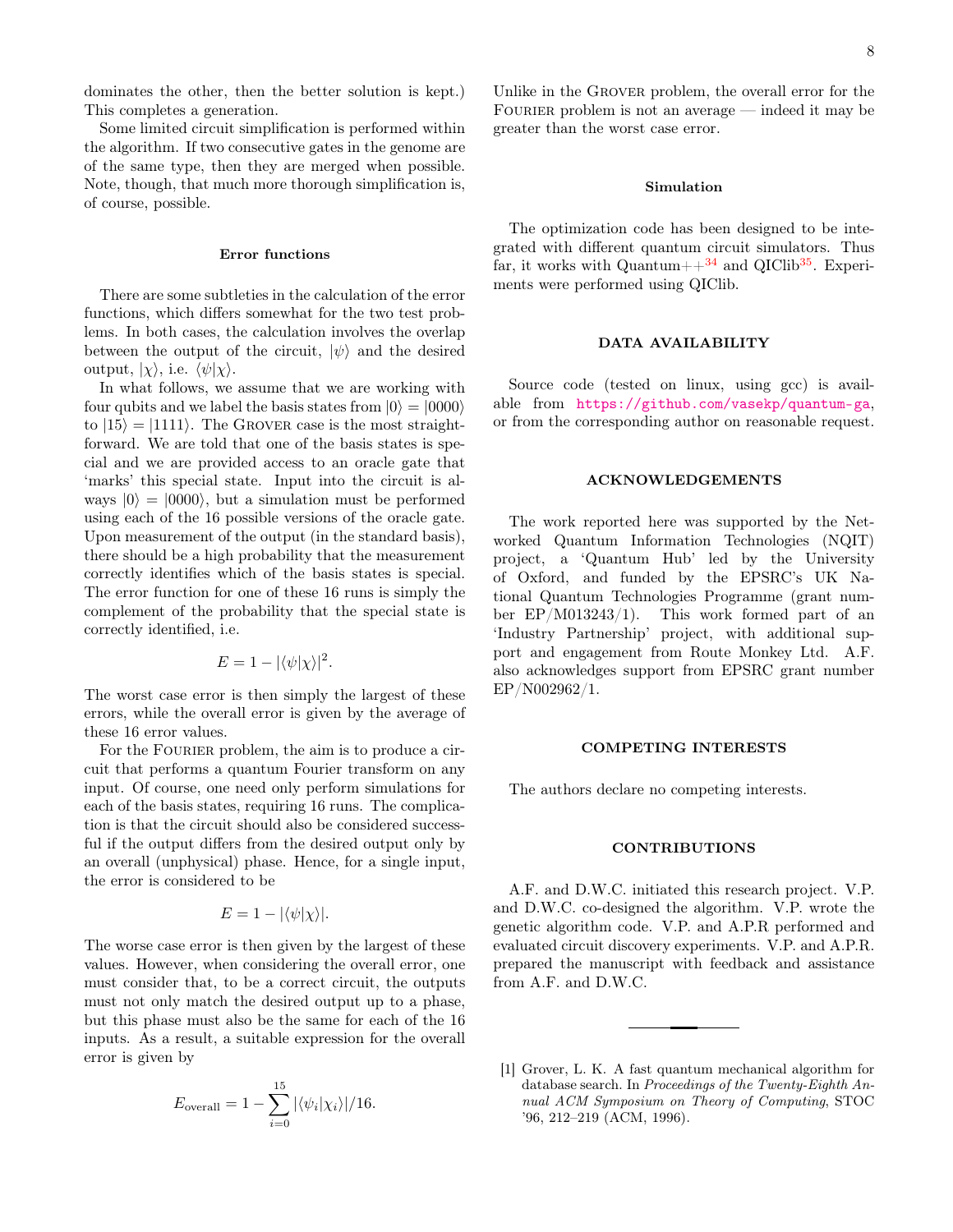dominates the other, then the better solution is kept.) This completes a generation.

Some limited circuit simplification is performed within the algorithm. If two consecutive gates in the genome are of the same type, then they are merged when possible. Note, though, that much more thorough simplification is, of course, possible.

### Error functions

There are some subtleties in the calculation of the error functions, which differs somewhat for the two test problems. In both cases, the calculation involves the overlap between the output of the circuit, $|\psi\rangle$ and the desired output, $|\chi\rangle$, i.e. $\langle\psi|\chi\rangle$.

In what follows, we assume that we are working with four qubits and we label the basis states from $|0\rangle = |0000\rangle$ to $|15\rangle = |1111\rangle$. The Grover case is the most straightforward. We are told that one of the basis states is special and we are provided access to an oracle gate that 'marks' this special state. Input into the circuit is always $|0\rangle = |0000\rangle$, but a simulation must be performed using each of the 16 possible versions of the oracle gate. Upon measurement of the output (in the standard basis), there should be a high probability that the measurement correctly identifies which of the basis states is special. The error function for one of these 16 runs is simply the complement of the probability that the special state is correctly identified, i.e.

$$E = 1 - |\langle\psi|\chi\rangle|^2.$$

The worst case error is then simply the largest of these errors, while the overall error is given by the average of these 16 error values.

For the Fourier problem, the aim is to produce a circuit that performs a quantum Fourier transform on any input. Of course, one need only perform simulations for each of the basis states, requiring 16 runs. The complication is that the circuit should also be considered successful if the output differs from the desired output only by an overall (unphysical) phase. Hence, for a single input, the error is considered to be

$$E = 1 - |\langle\psi|\chi\rangle|.$$

The worse case error is then given by the largest of these values. However, when considering the overall error, one must consider that, to be a correct circuit, the outputs must not only match the desired output up to a phase, but this phase must also be the same for each of the 16 inputs. As a result, a suitable expression for the overall error is given by

$$E_{\text{overall}} = 1 - \sum_{i=0}^{15} |\langle\psi_i|\chi_i\rangle|/16.$$

Unlike in the Grover problem, the overall error for the Fourier problem is not an average — indeed it may be greater than the worst case error.

### Simulation

The optimization code has been designed to be integrated with different quantum circuit simulators. Thus far, it works with Quantum++[34] and QIClib[35]. Experiments were performed using QIClib.

## DATA AVAILABILITY

Source code (tested on linux, using gcc) is available from https://github.com/vasekp/quantum-ga, or from the corresponding author on reasonable request.

## ACKNOWLEDGEMENTS

The work reported here was supported by the Networked Quantum Information Technologies (NQIT) project, a 'Quantum Hub' led by the University of Oxford, and funded by the EPSRC's UK National Quantum Technologies Programme (grant number EP/M013243/1). This work formed part of an 'Industry Partnership' project, with additional support and engagement from Route Monkey Ltd. A.F. also acknowledges support from EPSRC grant number EP/N002962/1.

## COMPETING INTERESTS

The authors declare no competing interests.

## CONTRIBUTIONS

A.F. and D.W.C. initiated this research project. V.P. and D.W.C. co-designed the algorithm. V.P. wrote the genetic algorithm code. V.P. and A.P.R performed and evaluated circuit discovery experiments. V.P. and A.P.R. prepared the manuscript with feedback and assistance from A.F. and D.W.C.

---

[1] Grover, L. K. A fast quantum mechanical algorithm for database search. In *Proceedings of the Twenty-Eighth Annual ACM Symposium on Theory of Computing*, STOC '96, 212–219 (ACM, 1996).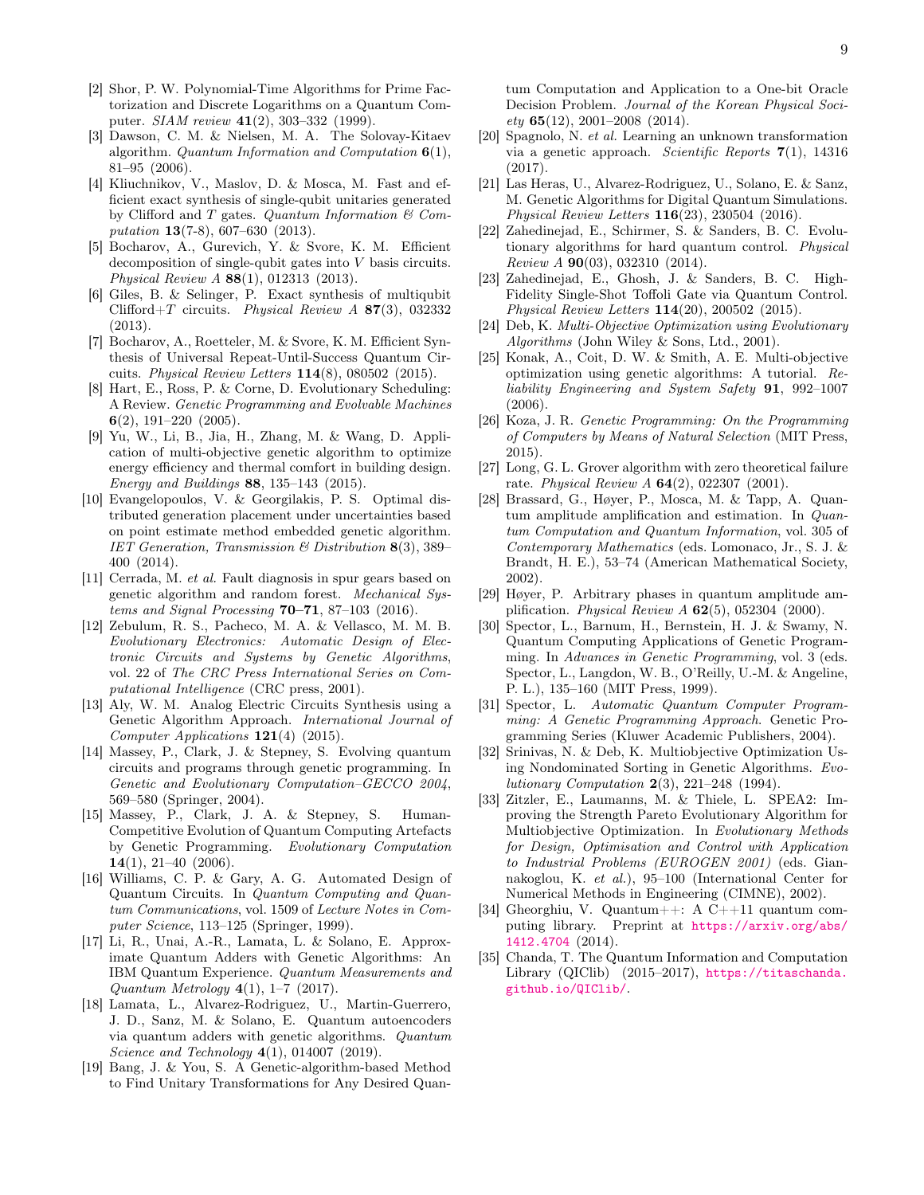[2] Shor, P. W. Polynomial-Time Algorithms for Prime Factorization and Discrete Logarithms on a Quantum Computer. *SIAM review* **41**(2), 303–332 (1999).

[3] Dawson, C. M. & Nielsen, M. A. The Solovay-Kitaev algorithm. *Quantum Information and Computation* **6**(1), 81–95 (2006).

[4] Kliuchnikov, V., Maslov, D. & Mosca, M. Fast and efficient exact synthesis of single-qubit unitaries generated by Clifford and $T$ gates. *Quantum Information & Computation* **13**(7-8), 607–630 (2013).

[5] Bocharov, A., Gurevich, Y. & Svore, K. M. Efficient decomposition of single-qubit gates into $V$ basis circuits. *Physical Review A* **88**(1), 012313 (2013).

[6] Giles, B. & Selinger, P. Exact synthesis of multiqubit Clifford+$T$ circuits. *Physical Review A* **87**(3), 032332 (2013).

[7] Bocharov, A., Roetteler, M. & Svore, K. M. Efficient Synthesis of Universal Repeat-Until-Success Quantum Circuits. *Physical Review Letters* **114**(8), 080502 (2015).

[8] Hart, E., Ross, P. & Corne, D. Evolutionary Scheduling: A Review. *Genetic Programming and Evolvable Machines* **6**(2), 191–220 (2005).

[9] Yu, W., Li, B., Jia, H., Zhang, M. & Wang, D. Application of multi-objective genetic algorithm to optimize energy efficiency and thermal comfort in building design. *Energy and Buildings* **88**, 135–143 (2015).

[10] Evangelopoulos, V. & Georgilakis, P. S. Optimal distributed generation placement under uncertainties based on point estimate method embedded genetic algorithm. *IET Generation, Transmission & Distribution* **8**(3), 389–400 (2014).

[11] Cerrada, M. *et al.* Fault diagnosis in spur gears based on genetic algorithm and random forest. *Mechanical Systems and Signal Processing* **70–71**, 87–103 (2016).

[12] Zebulum, R. S., Pacheco, M. A. & Vellasco, M. M. B. *Evolutionary Electronics: Automatic Design of Electronic Circuits and Systems by Genetic Algorithms*, vol. 22 of *The CRC Press International Series on Computational Intelligence* (CRC press, 2001).

[13] Aly, W. M. Analog Electric Circuits Synthesis using a Genetic Algorithm Approach. *International Journal of Computer Applications* **121**(4) (2015).

[14] Massey, P., Clark, J. & Stepney, S. Evolving quantum circuits and programs through genetic programming. In *Genetic and Evolutionary Computation–GECCO 2004*, 569–580 (Springer, 2004).

[15] Massey, P., Clark, J. A. & Stepney, S. Human-Competitive Evolution of Quantum Computing Artefacts by Genetic Programming. *Evolutionary Computation* **14**(1), 21–40 (2006).

[16] Williams, C. P. & Gary, A. G. Automated Design of Quantum Circuits. In *Quantum Computing and Quantum Communications*, vol. 1509 of *Lecture Notes in Computer Science*, 113–125 (Springer, 1999).

[17] Li, R., Unai, A.-R., Lamata, L. & Solano, E. Approximate Quantum Adders with Genetic Algorithms: An IBM Quantum Experience. *Quantum Measurements and Quantum Metrology* **4**(1), 1–7 (2017).

[18] Lamata, L., Alvarez-Rodriguez, U., Martin-Guerrero, J. D., Sanz, M. & Solano, E. Quantum autoencoders via quantum adders with genetic algorithms. *Quantum Science and Technology* **4**(1), 014007 (2019).

[19] Bang, J. & You, S. A Genetic-algorithm-based Method to Find Unitary Transformations for Any Desired Quantum Computation and Application to a One-bit Oracle Decision Problem. *Journal of the Korean Physical Society* **65**(12), 2001–2008 (2014).

[20] Spagnolo, N. *et al.* Learning an unknown transformation via a genetic approach. *Scientific Reports* **7**(1), 14316 (2017).

[21] Las Heras, U., Alvarez-Rodriguez, U., Solano, E. & Sanz, M. Genetic Algorithms for Digital Quantum Simulations. *Physical Review Letters* **116**(23), 230504 (2016).

[22] Zahedinejad, E., Schirmer, S. & Sanders, B. C. Evolutionary algorithms for hard quantum control. *Physical Review A* **90**(03), 032310 (2014).

[23] Zahedinejad, E., Ghosh, J. & Sanders, B. C. High-Fidelity Single-Shot Toffoli Gate via Quantum Control. *Physical Review Letters* **114**(20), 200502 (2015).

[24] Deb, K. *Multi-Objective Optimization using Evolutionary Algorithms* (John Wiley & Sons, Ltd., 2001).

[25] Konak, A., Coit, D. W. & Smith, A. E. Multi-objective optimization using genetic algorithms: A tutorial. *Reliability Engineering and System Safety* **91**, 992–1007 (2006).

[26] Koza, J. R. *Genetic Programming: On the Programming of Computers by Means of Natural Selection* (MIT Press, 2015).

[27] Long, G. L. Grover algorithm with zero theoretical failure rate. *Physical Review A* **64**(2), 022307 (2001).

[28] Brassard, G., Høyer, P., Mosca, M. & Tapp, A. Quantum amplitude amplification and estimation. In *Quantum Computation and Quantum Information*, vol. 305 of *Contemporary Mathematics* (eds. Lomonaco, Jr., S. J. & Brandt, H. E.), 53–74 (American Mathematical Society, 2002).

[29] Høyer, P. Arbitrary phases in quantum amplitude amplification. *Physical Review A* **62**(5), 052304 (2000).

[30] Spector, L., Barnum, H., Bernstein, H. J. & Swamy, N. Quantum Computing Applications of Genetic Programming. In *Advances in Genetic Programming*, vol. 3 (eds. Spector, L., Langdon, W. B., O'Reilly, U.-M. & Angeline, P. L.), 135–160 (MIT Press, 1999).

[31] Spector, L. *Automatic Quantum Computer Programming: A Genetic Programming Approach*. Genetic Programming Series (Kluwer Academic Publishers, 2004).

[32] Srinivas, N. & Deb, K. Multiobjective Optimization Using Nondominated Sorting in Genetic Algorithms. *Evolutionary Computation* **2**(3), 221–248 (1994).

[33] Zitzler, E., Laumanns, M. & Thiele, L. SPEA2: Improving the Strength Pareto Evolutionary Algorithm for Multiobjective Optimization. In *Evolutionary Methods for Design, Optimisation and Control with Application to Industrial Problems (EUROGEN 2001)* (eds. Giannakoglou, K. *et al.*), 95–100 (International Center for Numerical Methods in Engineering (CIMNE), 2002).

[34] Gheorghiu, V. Quantum++: A C++11 quantum computing library. Preprint at https://arxiv.org/abs/1412.4704 (2014).

[35] Chanda, T. The Quantum Information and Computation Library (QIClib) (2015–2017), https://titaschanda.github.io/QIClib/.